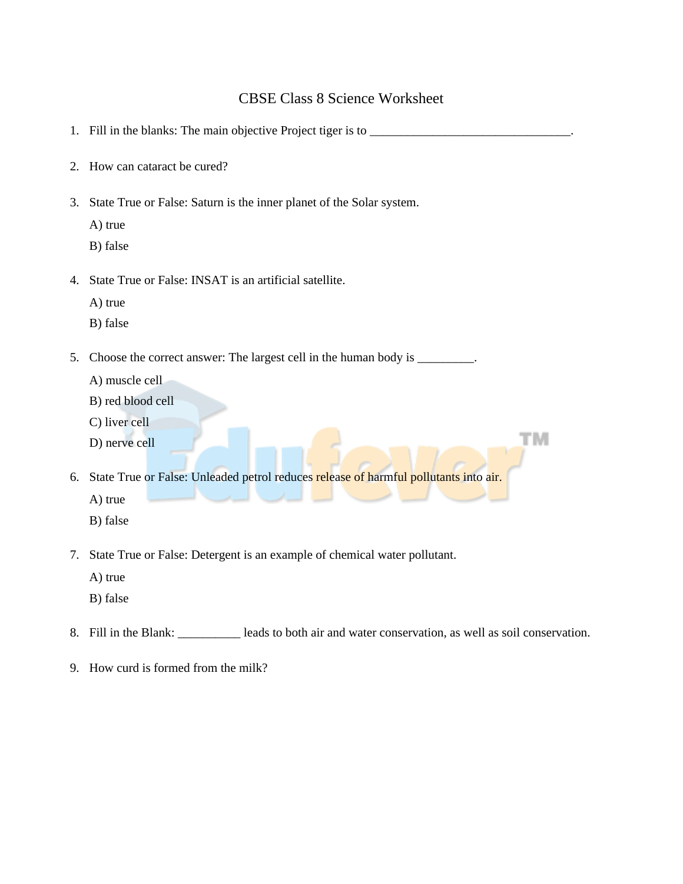# CBSE Class 8 Science Worksheet

1. Fill in the blanks: The main objective Project tiger is to _________________________________.

2. How can cataract be cured?

3. State True or False: Saturn is the inner planet of the Solar system.

   A) true

   B) false

4. State True or False: INSAT is an artificial satellite.

   A) true

   B) false

5. Choose the correct answer: The largest cell in the human body is _________.

   A) muscle cell

   B) red blood cell

   C) liver cell

   D) nerve cell

6. State True or False: Unleaded petrol reduces release of harmful pollutants into air.

   A) true

   B) false

7. State True or False: Detergent is an example of chemical water pollutant.

   A) true

   B) false

8. Fill in the Blank: __________ leads to both air and water conservation, as well as soil conservation.

9. How curd is formed from the milk?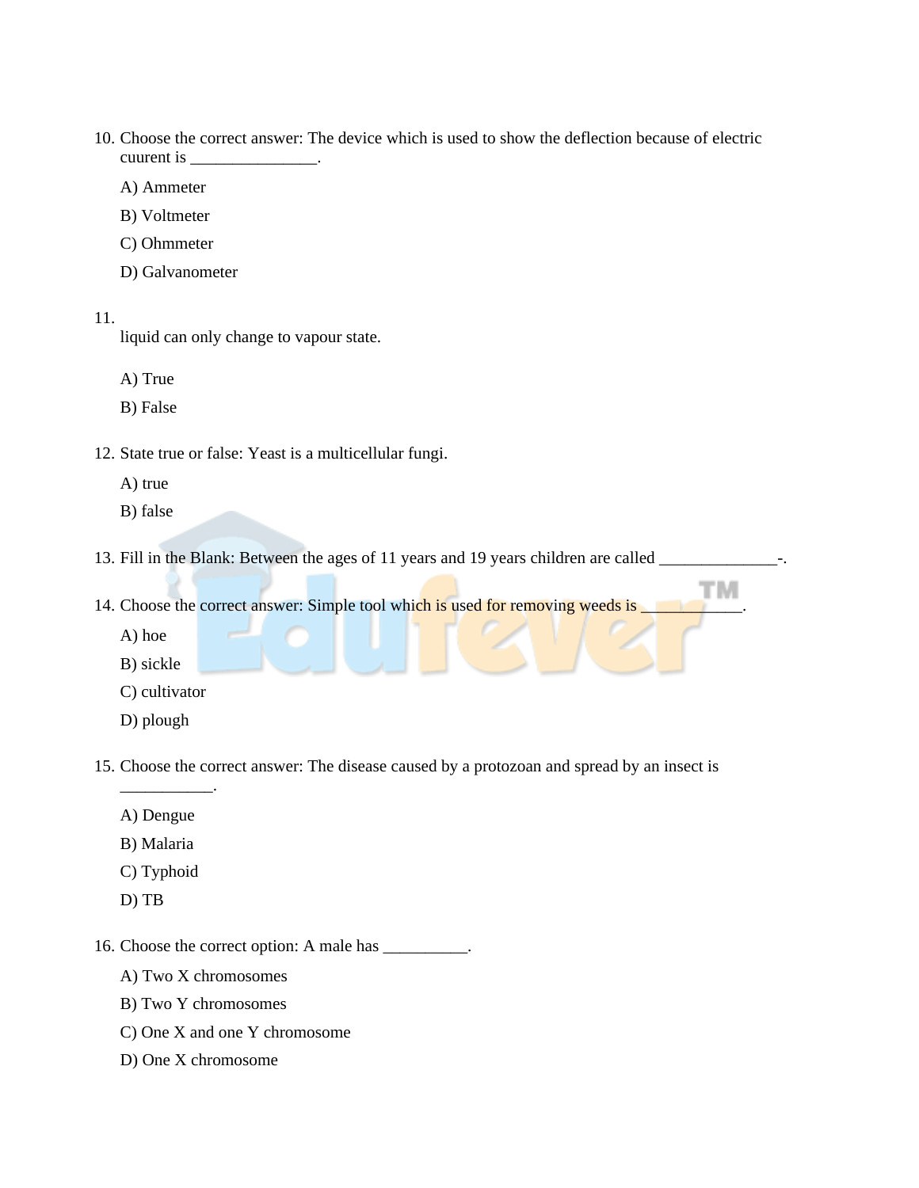10. Choose the correct answer: The device which is used to show the deflection because of electric cuurent is _______________.

    A) Ammeter

    B) Voltmeter

    C) Ohmmeter

    D) Galvanometer

11. liquid can only change to vapour state.

    A) True

    B) False

12. State true or false: Yeast is a multicellular fungi.

    A) true

    B) false

13. Fill in the Blank: Between the ages of 11 years and 19 years children are called ______________-.

14. Choose the correct answer: Simple tool which is used for removing weeds is ___________.

    A) hoe

    B) sickle

    C) cultivator

    D) plough

15. Choose the correct answer: The disease caused by a protozoan and spread by an insect is ___________.

    A) Dengue

    B) Malaria

    C) Typhoid

    D) TB

16. Choose the correct option: A male has __________.

    A) Two X chromosomes

    B) Two Y chromosomes

    C) One X and one Y chromosome

    D) One X chromosome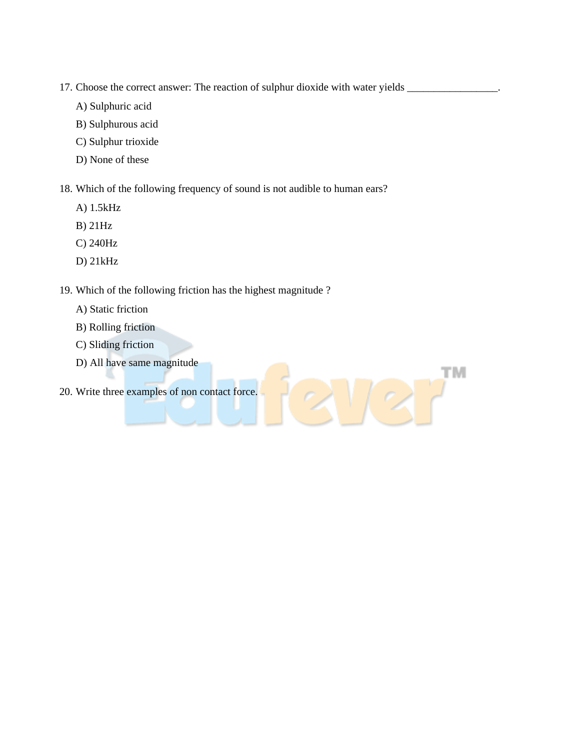17. Choose the correct answer: The reaction of sulphur dioxide with water yields _________________.

    A) Sulphuric acid

    B) Sulphurous acid

    C) Sulphur trioxide

    D) None of these

18. Which of the following frequency of sound is not audible to human ears?

    A) 1.5kHz

    B) 21Hz

    C) 240Hz

    D) 21kHz

19. Which of the following friction has the highest magnitude ?

    A) Static friction

    B) Rolling friction

    C) Sliding friction

    D) All have same magnitude

20. Write three examples of non contact force.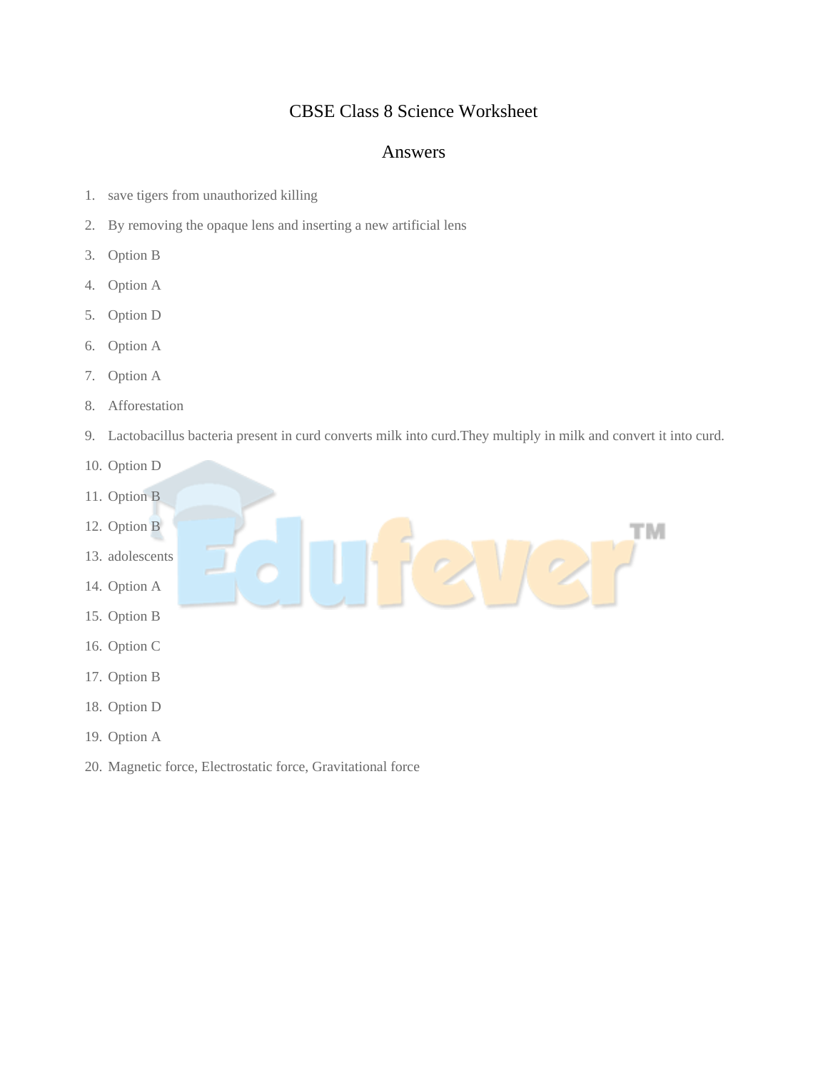# CBSE Class 8 Science Worksheet

## Answers

1. save tigers from unauthorized killing
2. By removing the opaque lens and inserting a new artificial lens
3. Option B
4. Option A
5. Option D
6. Option A
7. Option A
8. Afforestation
9. Lactobacillus bacteria present in curd converts milk into curd.They multiply in milk and convert it into curd.
10. Option D
11. Option B
12. Option B
13. adolescents
14. Option A
15. Option B
16. Option C
17. Option B
18. Option D
19. Option A
20. Magnetic force, Electrostatic force, Gravitational force